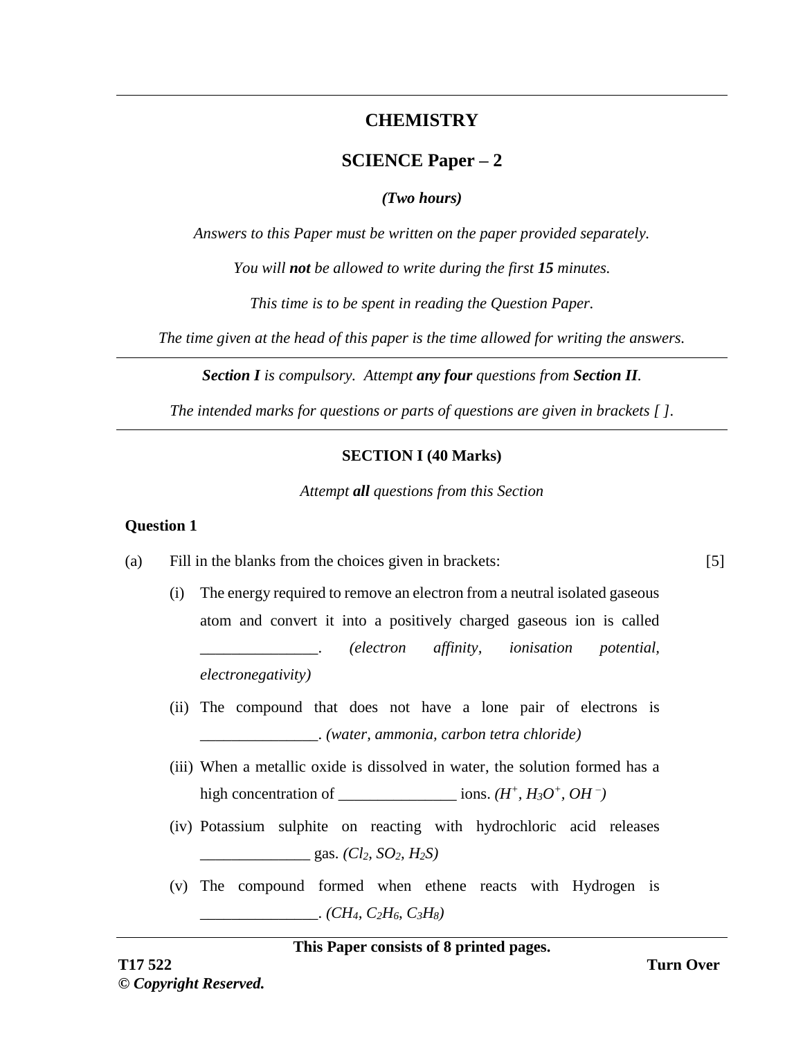# CHEMISTRY

## SCIENCE Paper – 2

***(Two hours)***

*Answers to this Paper must be written on the paper provided separately.*

*You will **not** be allowed to write during the first **15** minutes.*

*This time is to be spent in reading the Question Paper.*

*The time given at the head of this paper is the time allowed for writing the answers.*

***Section I** is compulsory. Attempt **any four** questions from **Section II**.*

*The intended marks for questions or parts of questions are given in brackets [ ].*

### SECTION I (40 Marks)

*Attempt **all** questions from this Section*

**Question 1**

(a) Fill in the blanks from the choices given in brackets: [5]

(i) The energy required to remove an electron from a neutral isolated gaseous atom and convert it into a positively charged gaseous ion is called _______________. *(electron affinity, ionisation potential, electronegativity)*

(ii) The compound that does not have a lone pair of electrons is _______________. *(water, ammonia, carbon tetra chloride)*

(iii) When a metallic oxide is dissolved in water, the solution formed has a high concentration of _______________ ions. *($H^+$, $H_3O^+$, $OH^-$)*

(iv) Potassium sulphite on reacting with hydrochloric acid releases ______________ gas. *($Cl_2$, $SO_2$, $H_2S$)*

(v) The compound formed when ethene reacts with Hydrogen is _______________. *($CH_4$, $C_2H_6$, $C_3H_8$)*

**This Paper consists of 8 printed pages.**

**T17 522**

**Turn Over**

**© *Copyright Reserved.***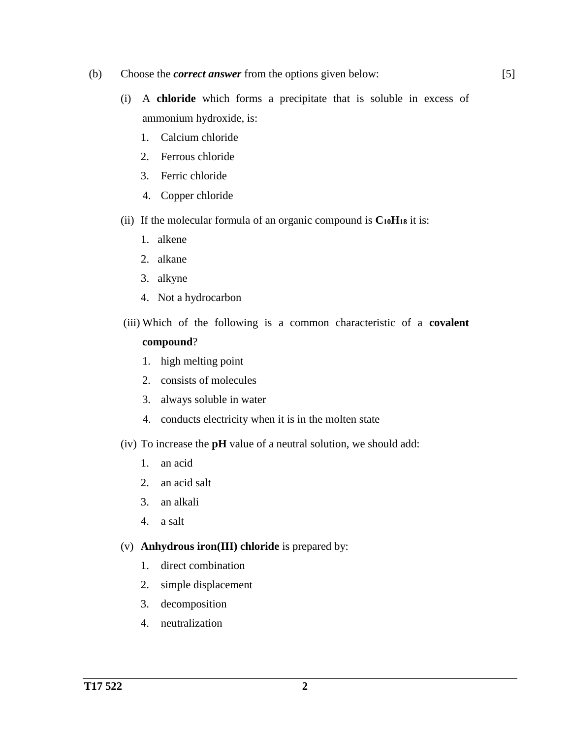(b) Choose the ***correct answer*** from the options given below: [5]

(i) A **chloride** which forms a precipitate that is soluble in excess of ammonium hydroxide, is:

1. Calcium chloride
2. Ferrous chloride
3. Ferric chloride
4. Copper chloride

(ii) If the molecular formula of an organic compound is $\mathbf{C_{10}H_{18}}$ it is:

1. alkene
2. alkane
3. alkyne
4. Not a hydrocarbon

(iii) Which of the following is a common characteristic of a **covalent compound**?

1. high melting point
2. consists of molecules
3. always soluble in water
4. conducts electricity when it is in the molten state

(iv) To increase the **pH** value of a neutral solution, we should add:

1. an acid
2. an acid salt
3. an alkali
4. a salt

(v) **Anhydrous iron(III) chloride** is prepared by:

1. direct combination
2. simple displacement
3. decomposition
4. neutralization

T17 522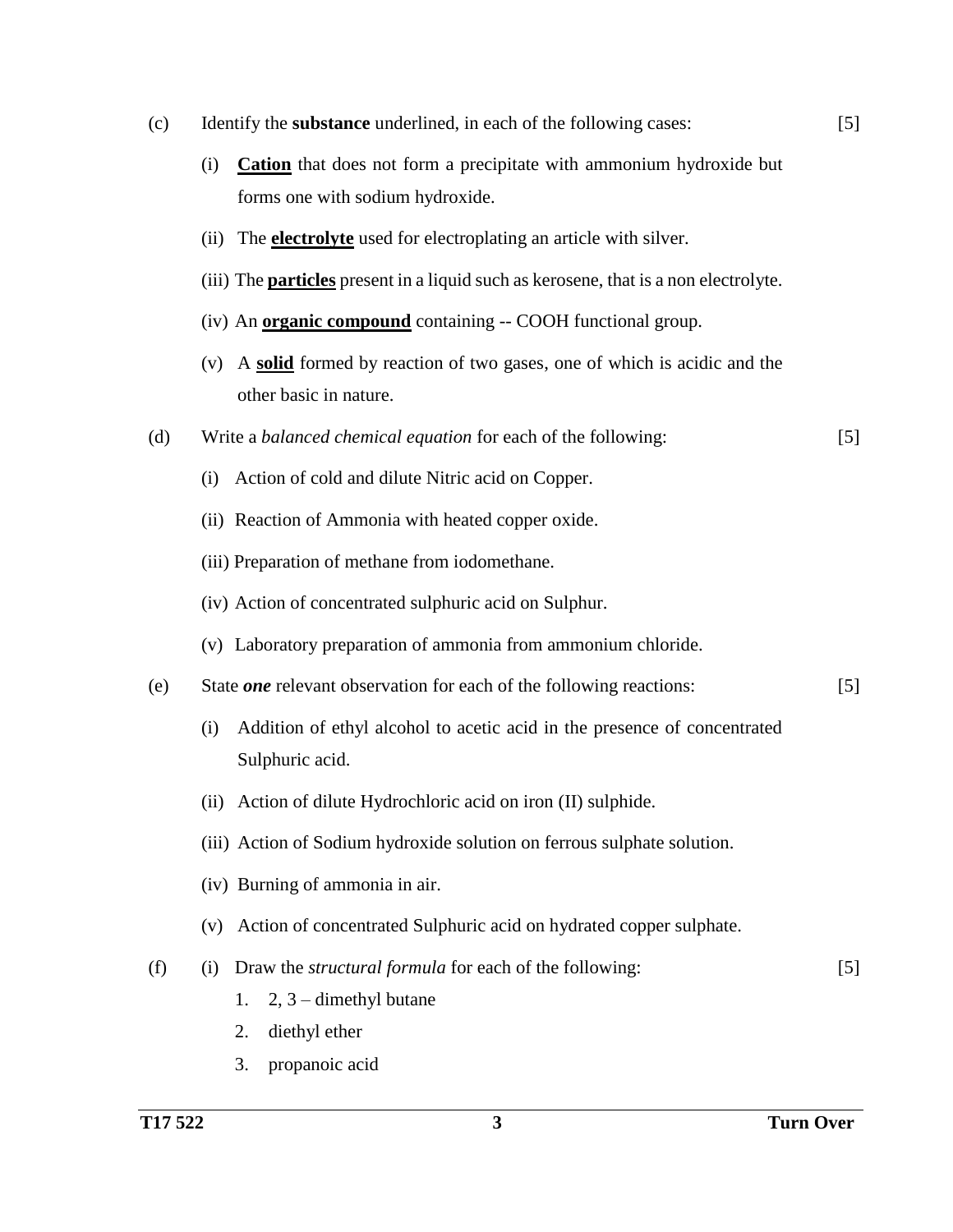(c) Identify the **substance** underlined, in each of the following cases: [5]

(i) **Cation** that does not form a precipitate with ammonium hydroxide but forms one with sodium hydroxide.

(ii) The **electrolyte** used for electroplating an article with silver.

(iii) The **particles** present in a liquid such as kerosene, that is a non electrolyte.

(iv) An **organic compound** containing -- COOH functional group.

(v) A **solid** formed by reaction of two gases, one of which is acidic and the other basic in nature.

(d) Write a *balanced chemical equation* for each of the following: [5]

(i) Action of cold and dilute Nitric acid on Copper.

(ii) Reaction of Ammonia with heated copper oxide.

(iii) Preparation of methane from iodomethane.

(iv) Action of concentrated sulphuric acid on Sulphur.

(v) Laboratory preparation of ammonia from ammonium chloride.

(e) State ***one*** relevant observation for each of the following reactions: [5]

(i) Addition of ethyl alcohol to acetic acid in the presence of concentrated Sulphuric acid.

(ii) Action of dilute Hydrochloric acid on iron (II) sulphide.

(iii) Action of Sodium hydroxide solution on ferrous sulphate solution.

(iv) Burning of ammonia in air.

(v) Action of concentrated Sulphuric acid on hydrated copper sulphate.

(f) (i) Draw the *structural formula* for each of the following: [5]

1. 2, 3 – dimethyl butane
2. diethyl ether
3. propanoic acid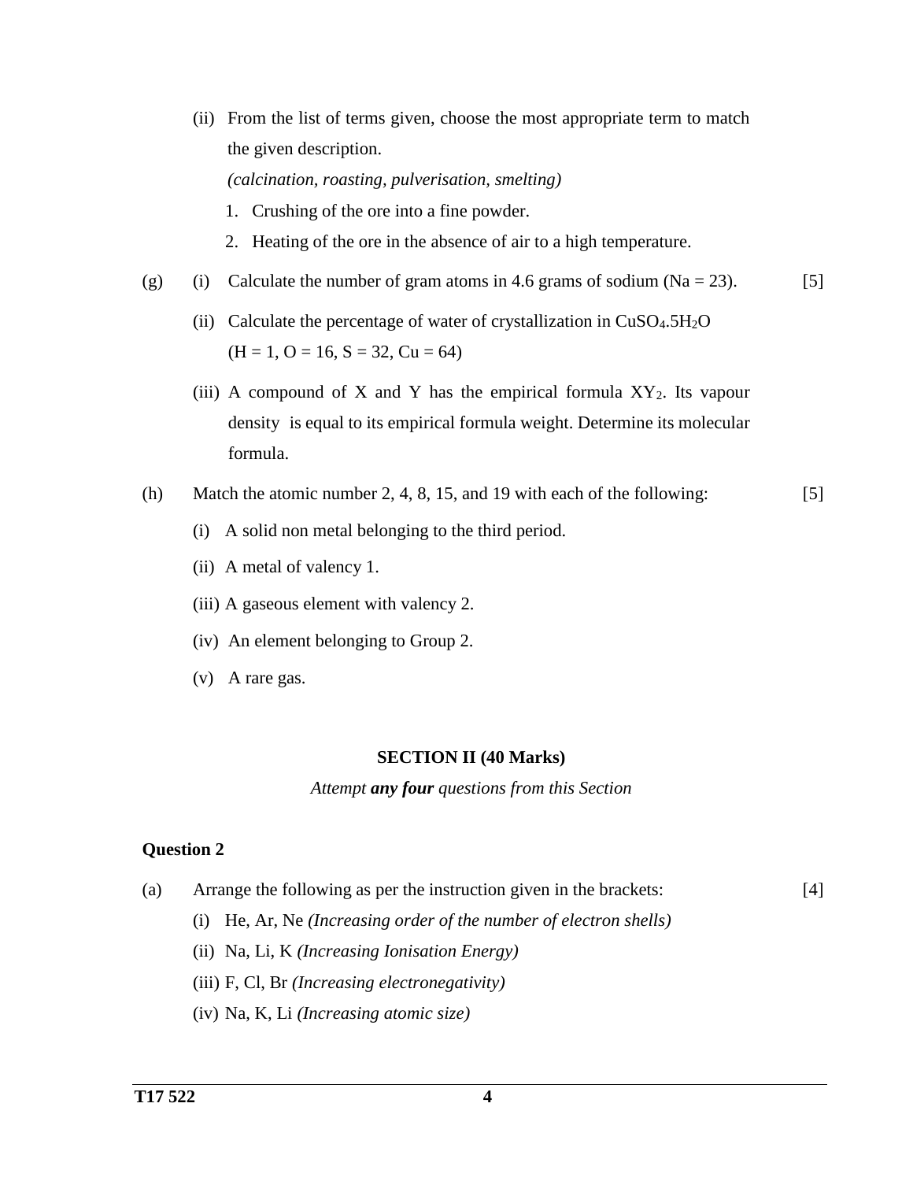(ii) From the list of terms given, choose the most appropriate term to match the given description.

*(calcination, roasting, pulverisation, smelting)*

1. Crushing of the ore into a fine powder.
2. Heating of the ore in the absence of air to a high temperature.

(g) (i) Calculate the number of gram atoms in 4.6 grams of sodium (Na = 23). [5]

(ii) Calculate the percentage of water of crystallization in $CuSO_4.5H_2O$ (H = 1, O = 16, S = 32, Cu = 64)

(iii) A compound of X and Y has the empirical formula $XY_2$. Its vapour density is equal to its empirical formula weight. Determine its molecular formula.

(h) Match the atomic number 2, 4, 8, 15, and 19 with each of the following: [5]

(i) A solid non metal belonging to the third period.

(ii) A metal of valency 1.

(iii) A gaseous element with valency 2.

(iv) An element belonging to Group 2.

(v) A rare gas.

## SECTION II (40 Marks)

*Attempt **any four** questions from this Section*

### Question 2

(a) Arrange the following as per the instruction given in the brackets: [4]

(i) He, Ar, Ne *(Increasing order of the number of electron shells)*

(ii) Na, Li, K *(Increasing Ionisation Energy)*

(iii) F, Cl, Br *(Increasing electronegativity)*

(iv) Na, K, Li *(Increasing atomic size)*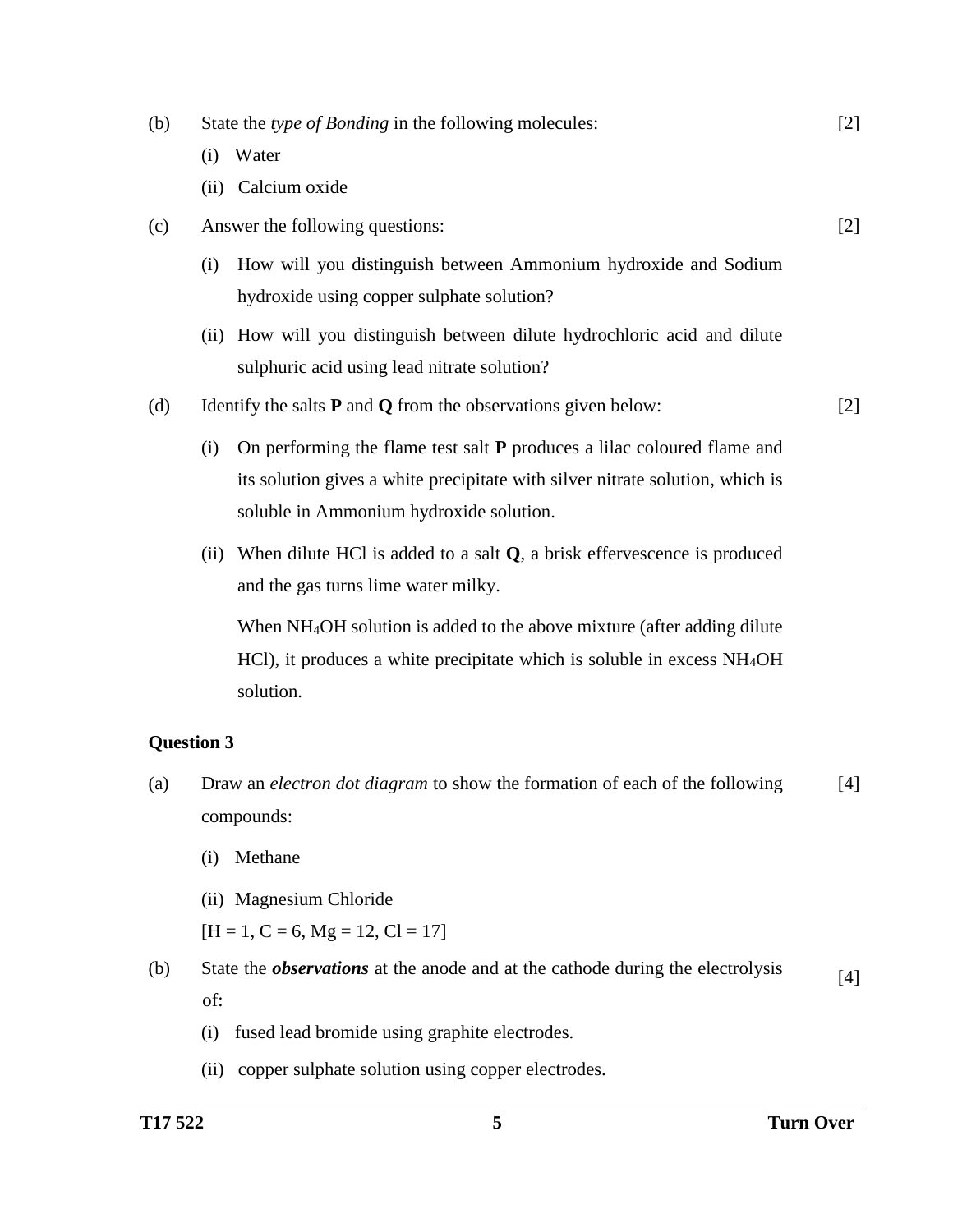(b) State the *type of Bonding* in the following molecules: [2]

(i) Water

(ii) Calcium oxide

(c) Answer the following questions: [2]

(i) How will you distinguish between Ammonium hydroxide and Sodium hydroxide using copper sulphate solution?

(ii) How will you distinguish between dilute hydrochloric acid and dilute sulphuric acid using lead nitrate solution?

(d) Identify the salts **P** and **Q** from the observations given below: [2]

(i) On performing the flame test salt **P** produces a lilac coloured flame and its solution gives a white precipitate with silver nitrate solution, which is soluble in Ammonium hydroxide solution.

(ii) When dilute HCl is added to a salt **Q**, a brisk effervescence is produced and the gas turns lime water milky.

When $NH_4OH$ solution is added to the above mixture (after adding dilute HCl), it produces a white precipitate which is soluble in excess $NH_4OH$ solution.

**Question 3**

(a) Draw an *electron dot diagram* to show the formation of each of the following compounds: [4]

(i) Methane

(ii) Magnesium Chloride

[H = 1, C = 6, Mg = 12, Cl = 17]

(b) State the ***observations*** at the anode and at the cathode during the electrolysis of: [4]

(i) fused lead bromide using graphite electrodes.

(ii) copper sulphate solution using copper electrodes.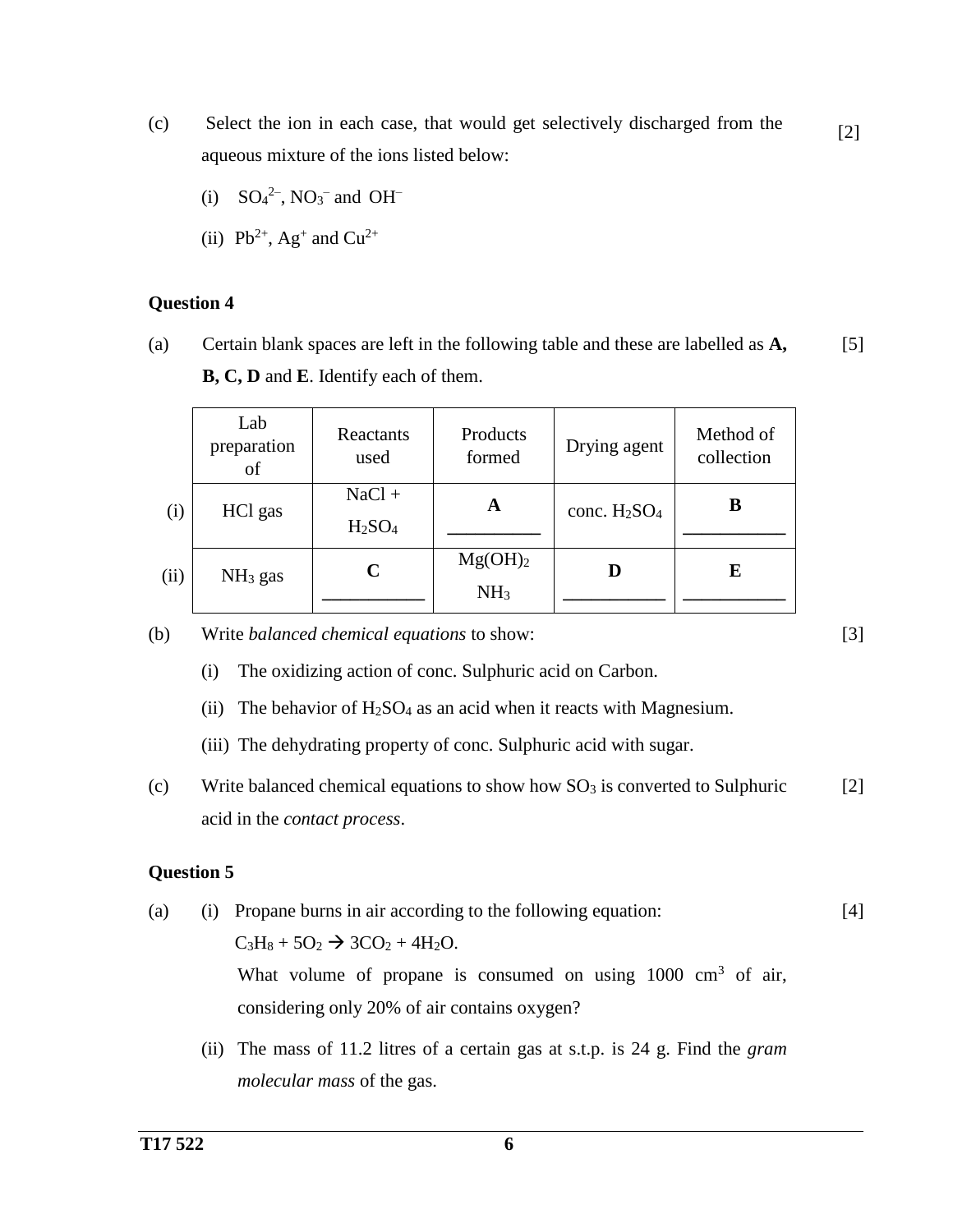(c) Select the ion in each case, that would get selectively discharged from the aqueous mixture of the ions listed below: [2]

(i) $SO_4^{2-}$, $NO_3^-$ and $OH^-$

(ii) $Pb^{2+}$, $Ag^+$ and $Cu^{2+}$

**Question 4**

(a) Certain blank spaces are left in the following table and these are labelled as **A, B, C, D** and **E**. Identify each of them. [5]

| | Lab preparation of | Reactants used | Products formed | Drying agent | Method of collection |
|---|---|---|---|---|---|
| (i) | HCl gas | $NaCl$ + $H_2SO_4$ | **A** ________ | conc. $H_2SO_4$ | **B** ________ |
| (ii) | $NH_3$ gas | **C** ________ | $Mg(OH)_2$ $NH_3$ | **D** ________ | **E** ________ |

(b) Write *balanced chemical equations* to show: [3]

(i) The oxidizing action of conc. Sulphuric acid on Carbon.

(ii) The behavior of $H_2SO_4$ as an acid when it reacts with Magnesium.

(iii) The dehydrating property of conc. Sulphuric acid with sugar.

(c) Write balanced chemical equations to show how $SO_3$ is converted to Sulphuric acid in the *contact process*. [2]

**Question 5**

(a) (i) Propane burns in air according to the following equation: [4]

$C_3H_8 + 5O_2 \rightarrow 3CO_2 + 4H_2O$.

What volume of propane is consumed on using 1000 $cm^3$ of air, considering only 20% of air contains oxygen?

(ii) The mass of 11.2 litres of a certain gas at s.t.p. is 24 g. Find the *gram molecular mass* of the gas.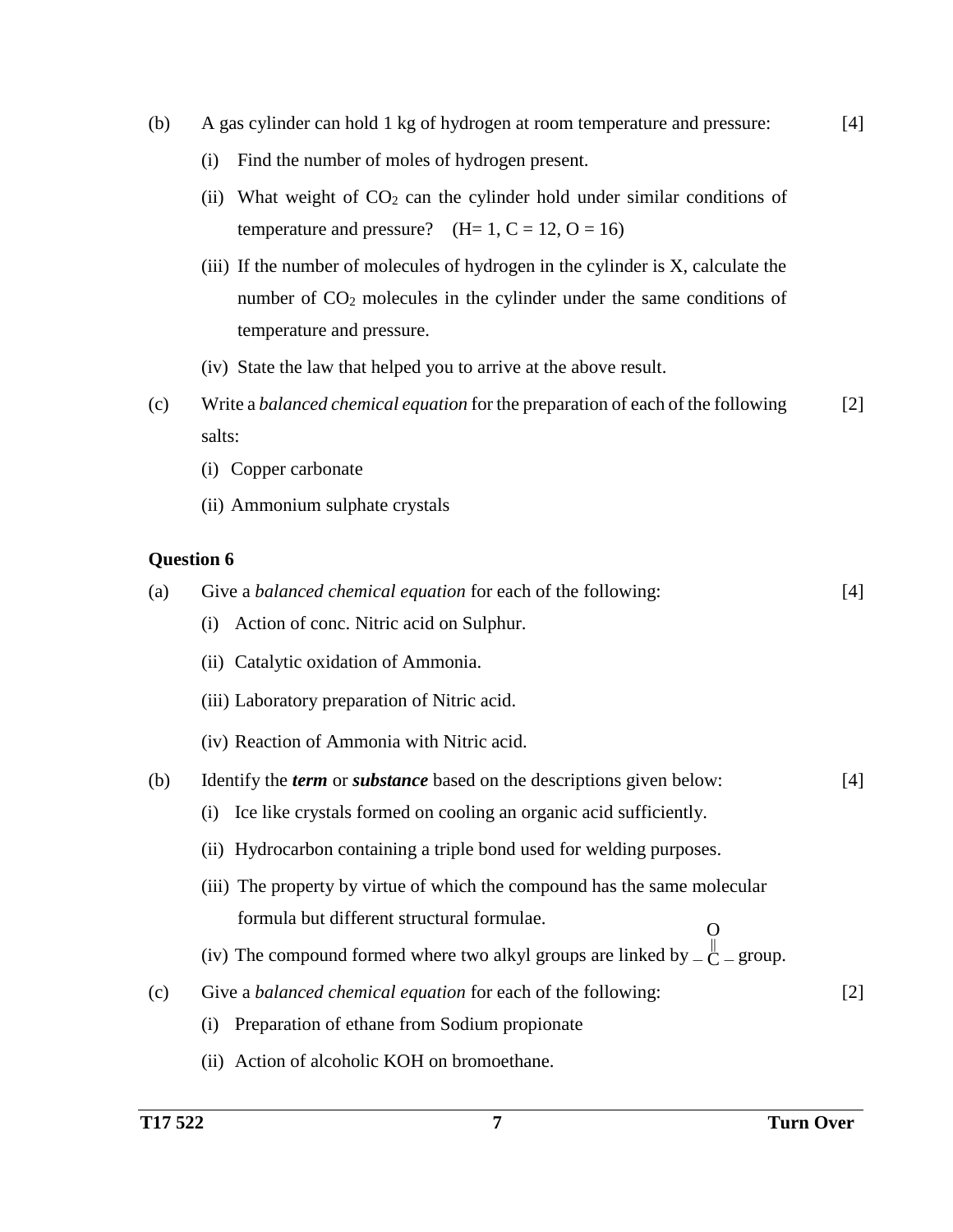(b) A gas cylinder can hold 1 kg of hydrogen at room temperature and pressure: [4]

(i) Find the number of moles of hydrogen present.

(ii) What weight of $CO_2$ can the cylinder hold under similar conditions of temperature and pressure? (H= 1, C = 12, O = 16)

(iii) If the number of molecules of hydrogen in the cylinder is X, calculate the number of $CO_2$ molecules in the cylinder under the same conditions of temperature and pressure.

(iv) State the law that helped you to arrive at the above result.

(c) Write a *balanced chemical equation* for the preparation of each of the following salts: [2]

(i) Copper carbonate

(ii) Ammonium sulphate crystals

**Question 6**

(a) Give a *balanced chemical equation* for each of the following: [4]

(i) Action of conc. Nitric acid on Sulphur.

(ii) Catalytic oxidation of Ammonia.

(iii) Laboratory preparation of Nitric acid.

(iv) Reaction of Ammonia with Nitric acid.

(b) Identify the ***term*** or ***substance*** based on the descriptions given below: [4]

(i) Ice like crystals formed on cooling an organic acid sufficiently.

(ii) Hydrocarbon containing a triple bond used for welding purposes.

(iii) The property by virtue of which the compound has the same molecular formula but different structural formulae.

(iv) The compound formed where two alkyl groups are linked by $-\overset{\overset{\displaystyle O}{\|}}{C}-$ group.

(c) Give a *balanced chemical equation* for each of the following: [2]

(i) Preparation of ethane from Sodium propionate

(ii) Action of alcoholic KOH on bromoethane.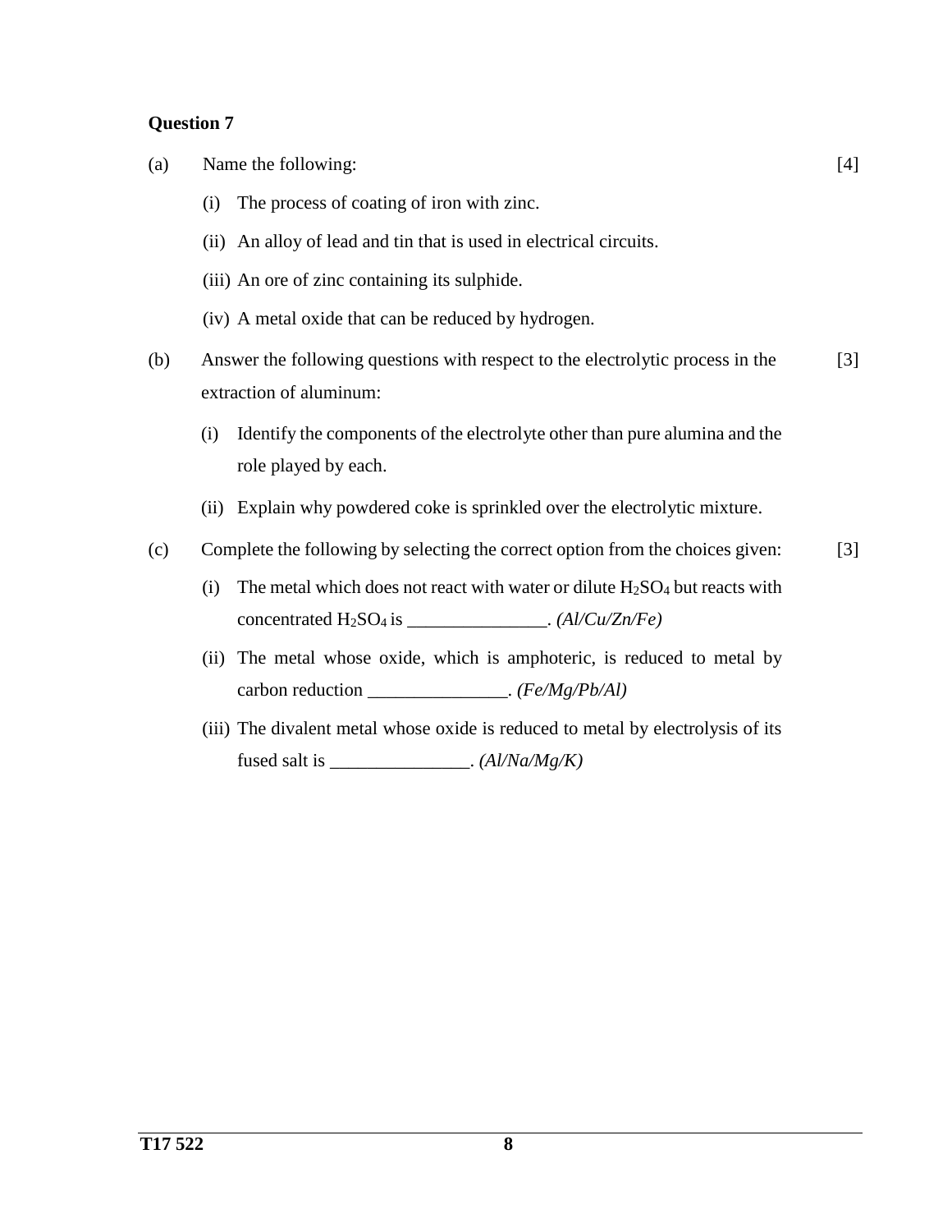**Question 7**

(a) Name the following: [4]

(i) The process of coating of iron with zinc.

(ii) An alloy of lead and tin that is used in electrical circuits.

(iii) An ore of zinc containing its sulphide.

(iv) A metal oxide that can be reduced by hydrogen.

(b) Answer the following questions with respect to the electrolytic process in the extraction of aluminum: [3]

(i) Identify the components of the electrolyte other than pure alumina and the role played by each.

(ii) Explain why powdered coke is sprinkled over the electrolytic mixture.

(c) Complete the following by selecting the correct option from the choices given: [3]

(i) The metal which does not react with water or dilute $H_2SO_4$ but reacts with concentrated $H_2SO_4$ is _______________. *(Al/Cu/Zn/Fe)*

(ii) The metal whose oxide, which is amphoteric, is reduced to metal by carbon reduction _______________. *(Fe/Mg/Pb/Al)*

(iii) The divalent metal whose oxide is reduced to metal by electrolysis of its fused salt is _______________. *(Al/Na/Mg/K)*